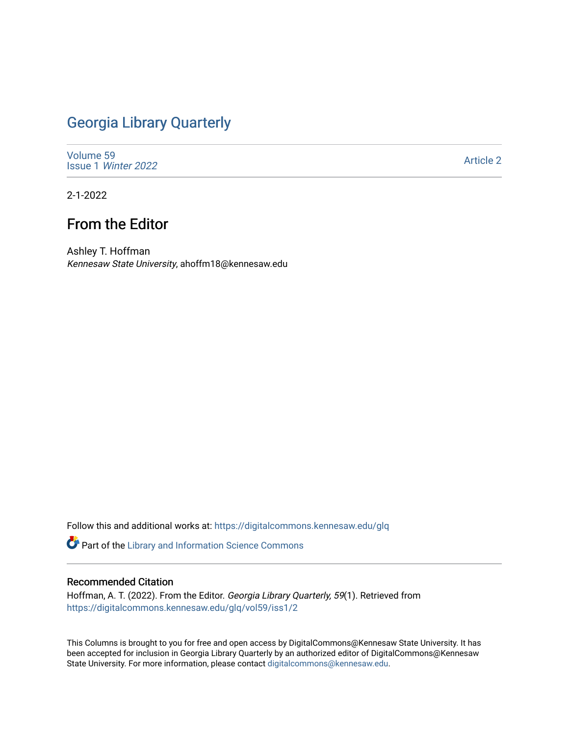# Georgia Library Quarterly

Volume 59
Issue 1 *Winter 2022*

Article 2

2-1-2022

## From the Editor

Ashley T. Hoffman
*Kennesaw State University*, ahoffm18@kennesaw.edu

Follow this and additional works at: https://digitalcommons.kennesaw.edu/glq

Part of the Library and Information Science Commons

### Recommended Citation

Hoffman, A. T. (2022). From the Editor. *Georgia Library Quarterly, 59*(1). Retrieved from https://digitalcommons.kennesaw.edu/glq/vol59/iss1/2

This Columns is brought to you for free and open access by DigitalCommons@Kennesaw State University. It has been accepted for inclusion in Georgia Library Quarterly by an authorized editor of DigitalCommons@Kennesaw State University. For more information, please contact digitalcommons@kennesaw.edu.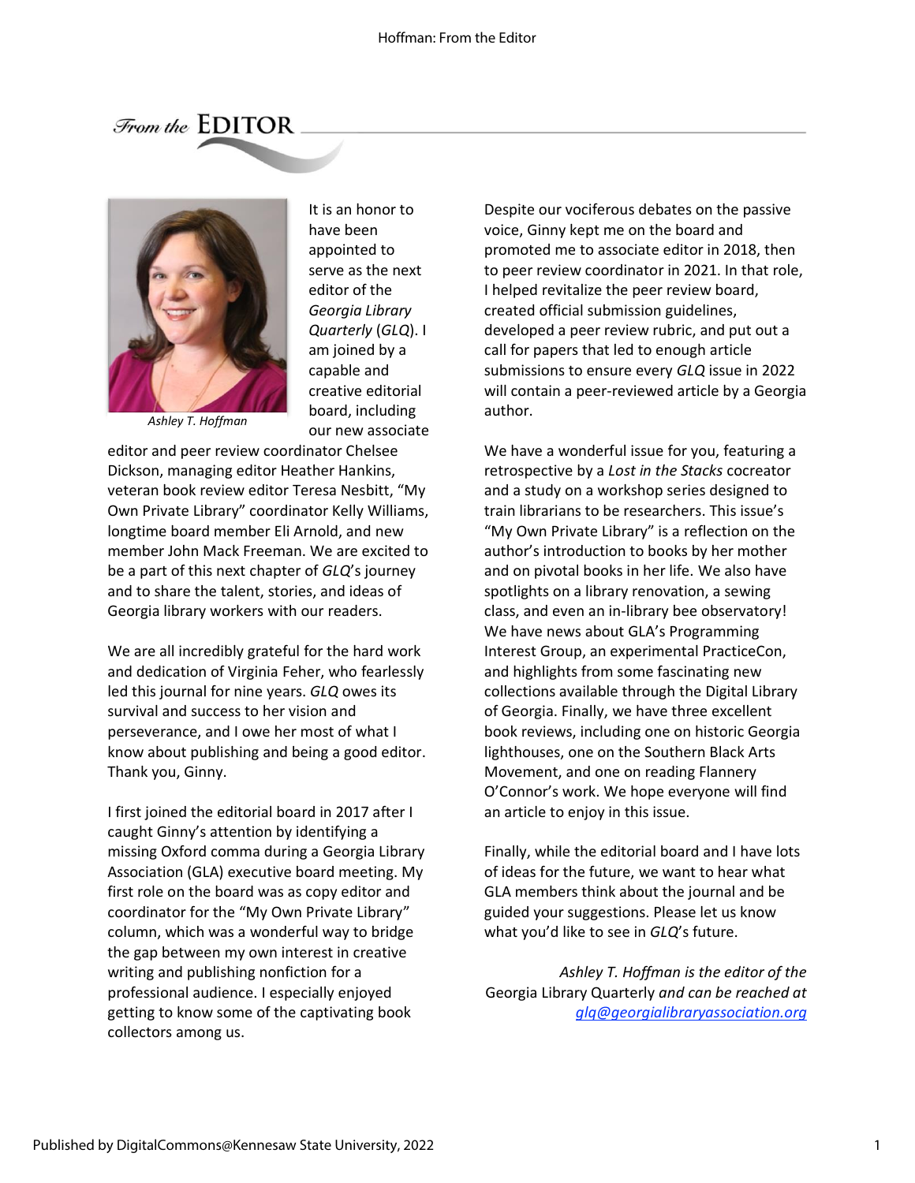# *From the* EDITOR

*Ashley T. Hoffman*

It is an honor to have been appointed to serve as the next editor of the *Georgia Library Quarterly* (*GLQ*). I am joined by a capable and creative editorial board, including our new associate editor and peer review coordinator Chelsee Dickson, managing editor Heather Hankins, veteran book review editor Teresa Nesbitt, "My Own Private Library" coordinator Kelly Williams, longtime board member Eli Arnold, and new member John Mack Freeman. We are excited to be a part of this next chapter of *GLQ*'s journey and to share the talent, stories, and ideas of Georgia library workers with our readers.

We are all incredibly grateful for the hard work and dedication of Virginia Feher, who fearlessly led this journal for nine years. *GLQ* owes its survival and success to her vision and perseverance, and I owe her most of what I know about publishing and being a good editor. Thank you, Ginny.

I first joined the editorial board in 2017 after I caught Ginny's attention by identifying a missing Oxford comma during a Georgia Library Association (GLA) executive board meeting. My first role on the board was as copy editor and coordinator for the "My Own Private Library" column, which was a wonderful way to bridge the gap between my own interest in creative writing and publishing nonfiction for a professional audience. I especially enjoyed getting to know some of the captivating book collectors among us.

Despite our vociferous debates on the passive voice, Ginny kept me on the board and promoted me to associate editor in 2018, then to peer review coordinator in 2021. In that role, I helped revitalize the peer review board, created official submission guidelines, developed a peer review rubric, and put out a call for papers that led to enough article submissions to ensure every *GLQ* issue in 2022 will contain a peer-reviewed article by a Georgia author.

We have a wonderful issue for you, featuring a retrospective by a *Lost in the Stacks* cocreator and a study on a workshop series designed to train librarians to be researchers. This issue's "My Own Private Library" is a reflection on the author's introduction to books by her mother and on pivotal books in her life. We also have spotlights on a library renovation, a sewing class, and even an in-library bee observatory! We have news about GLA's Programming Interest Group, an experimental PracticeCon, and highlights from some fascinating new collections available through the Digital Library of Georgia. Finally, we have three excellent book reviews, including one on historic Georgia lighthouses, one on the Southern Black Arts Movement, and one on reading Flannery O'Connor's work. We hope everyone will find an article to enjoy in this issue.

Finally, while the editorial board and I have lots of ideas for the future, we want to hear what GLA members think about the journal and be guided your suggestions. Please let us know what you'd like to see in *GLQ*'s future.

*Ashley T. Hoffman is the editor of the* Georgia Library Quarterly *and can be reached at [glq@georgialibraryassociation.org](mailto:glq@georgialibraryassociation.org)*